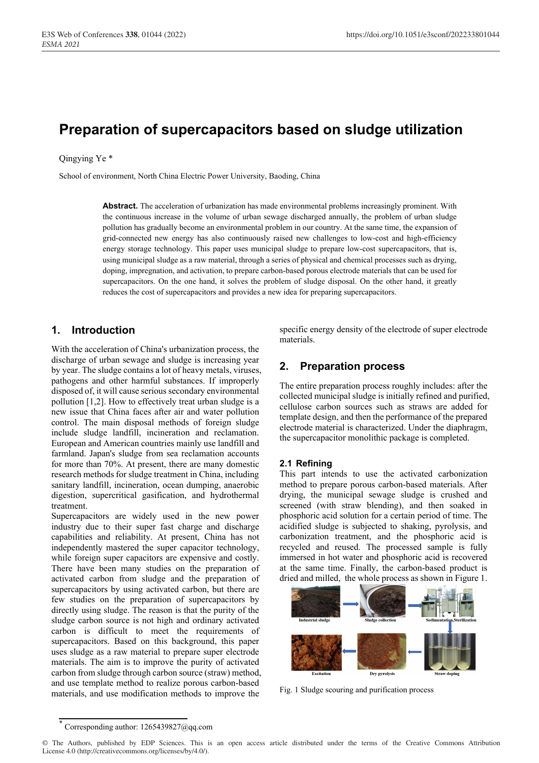# Preparation of supercapacitors based on sludge utilization

Qingying Ye *

School of environment, North China Electric Power University, Baoding, China

**Abstract.** The acceleration of urbanization has made environmental problems increasingly prominent. With the continuous increase in the volume of urban sewage discharged annually, the problem of urban sludge pollution has gradually become an environmental problem in our country. At the same time, the expansion of grid-connected new energy has also continuously raised new challenges to low-cost and high-efficiency energy storage technology. This paper uses municipal sludge to prepare low-cost supercapacitors, that is, using municipal sludge as a raw material, through a series of physical and chemical processes such as drying, doping, impregnation, and activation, to prepare carbon-based porous electrode materials that can be used for supercapacitors. On the one hand, it solves the problem of sludge disposal. On the other hand, it greatly reduces the cost of supercapacitors and provides a new idea for preparing supercapacitors.

## 1. Introduction

With the acceleration of China's urbanization process, the discharge of urban sewage and sludge is increasing year by year. The sludge contains a lot of heavy metals, viruses, pathogens and other harmful substances. If improperly disposed of, it will cause serious secondary environmental pollution [1,2]. How to effectively treat urban sludge is a new issue that China faces after air and water pollution control. The main disposal methods of foreign sludge include sludge landfill, incineration and reclamation. European and American countries mainly use landfill and farmland. Japan's sludge from sea reclamation accounts for more than 70%. At present, there are many domestic research methods for sludge treatment in China, including sanitary landfill, incineration, ocean dumping, anaerobic digestion, supercritical gasification, and hydrothermal treatment.

Supercapacitors are widely used in the new power industry due to their super fast charge and discharge capabilities and reliability. At present, China has not independently mastered the super capacitor technology, while foreign super capacitors are expensive and costly. There have been many studies on the preparation of activated carbon from sludge and the preparation of supercapacitors by using activated carbon, but there are few studies on the preparation of supercapacitors by directly using sludge. The reason is that the purity of the sludge carbon source is not high and ordinary activated carbon is difficult to meet the requirements of supercapacitors. Based on this background, this paper uses sludge as a raw material to prepare super electrode materials. The aim is to improve the purity of activated carbon from sludge through carbon source (straw) method, and use template method to realize porous carbon-based materials, and use modification methods to improve the specific energy density of the electrode of super electrode materials.

## 2. Preparation process

The entire preparation process roughly includes: after the collected municipal sludge is initially refined and purified, cellulose carbon sources such as straws are added for template design, and then the performance of the prepared electrode material is characterized. Under the diaphragm, the supercapacitor monolithic package is completed.

### 2.1 Refining

This part intends to use the activated carbonization method to prepare porous carbon-based materials. After drying, the municipal sewage sludge is crushed and screened (with straw blending), and then soaked in phosphoric acid solution for a certain period of time. The acidified sludge is subjected to shaking, pyrolysis, and carbonization treatment, and the phosphoric acid is recycled and reused. The processed sample is fully immersed in hot water and phosphoric acid is recovered at the same time. Finally, the carbon-based product is dried and milled, the whole process as shown in Figure 1.

Fig. 1 Sludge scouring and purification process

---

* Corresponding author: 1265439827@qq.com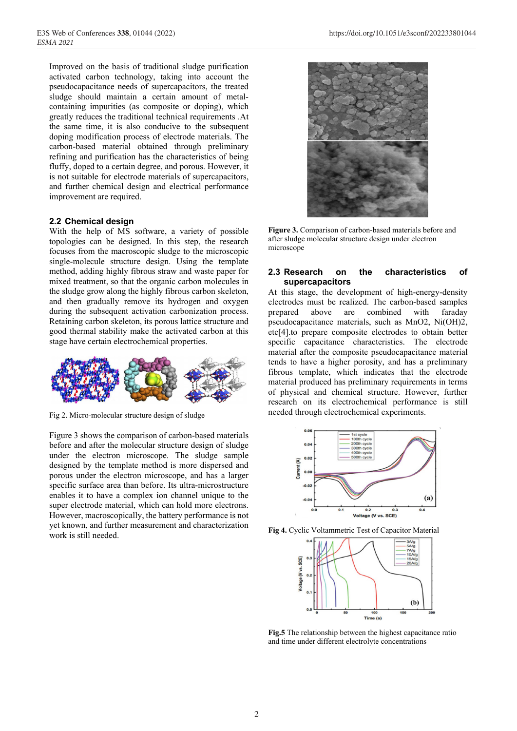Improved on the basis of traditional sludge purification activated carbon technology, taking into account the pseudocapacitance needs of supercapacitors, the treated sludge should maintain a certain amount of metal-containing impurities (as composite or doping), which greatly reduces the traditional technical requirements .At the same time, it is also conducive to the subsequent doping modification process of electrode materials. The carbon-based material obtained through preliminary refining and purification has the characteristics of being fluffy, doped to a certain degree, and porous. However, it is not suitable for electrode materials of supercapacitors, and further chemical design and electrical performance improvement are required.

## 2.2 Chemical design

With the help of MS software, a variety of possible topologies can be designed. In this step, the research focuses from the macroscopic sludge to the microscopic single-molecule structure design. Using the template method, adding highly fibrous straw and waste paper for mixed treatment, so that the organic carbon molecules in the sludge grow along the highly fibrous carbon skeleton, and then gradually remove its hydrogen and oxygen during the subsequent activation carbonization process. Retaining carbon skeleton, its porous lattice structure and good thermal stability make the activated carbon at this stage have certain electrochemical properties.

Fig 2. Micro-molecular structure design of sludge

Figure 3 shows the comparison of carbon-based materials before and after the molecular structure design of sludge under the electron microscope. The sludge sample designed by the template method is more dispersed and porous under the electron microscope, and has a larger specific surface area than before. Its ultra-microstructure enables it to have a complex ion channel unique to the super electrode material, which can hold more electrons. However, macroscopically, the battery performance is not yet known, and further measurement and characterization work is still needed.

**Figure 3.** Comparison of carbon-based materials before and after sludge molecular structure design under electron microscope

## 2.3 Research on the characteristics of supercapacitors

At this stage, the development of high-energy-density electrodes must be realized. The carbon-based samples prepared above are combined with faraday pseudocapacitance materials, such as $MnO_2$, $Ni(OH)_2$, etc[4].to prepare composite electrodes to obtain better specific capacitance characteristics. The electrode material after the composite pseudocapacitance material tends to have a higher porosity, and has a preliminary fibrous template, which indicates that the electrode material produced has preliminary requirements in terms of physical and chemical structure. However, further research on its electrochemical performance is still needed through electrochemical experiments.

**Fig 4.** Cyclic Voltammetric Test of Capacitor Material

**Fig.5** The relationship between the highest capacitance ratio and time under different electrolyte concentrations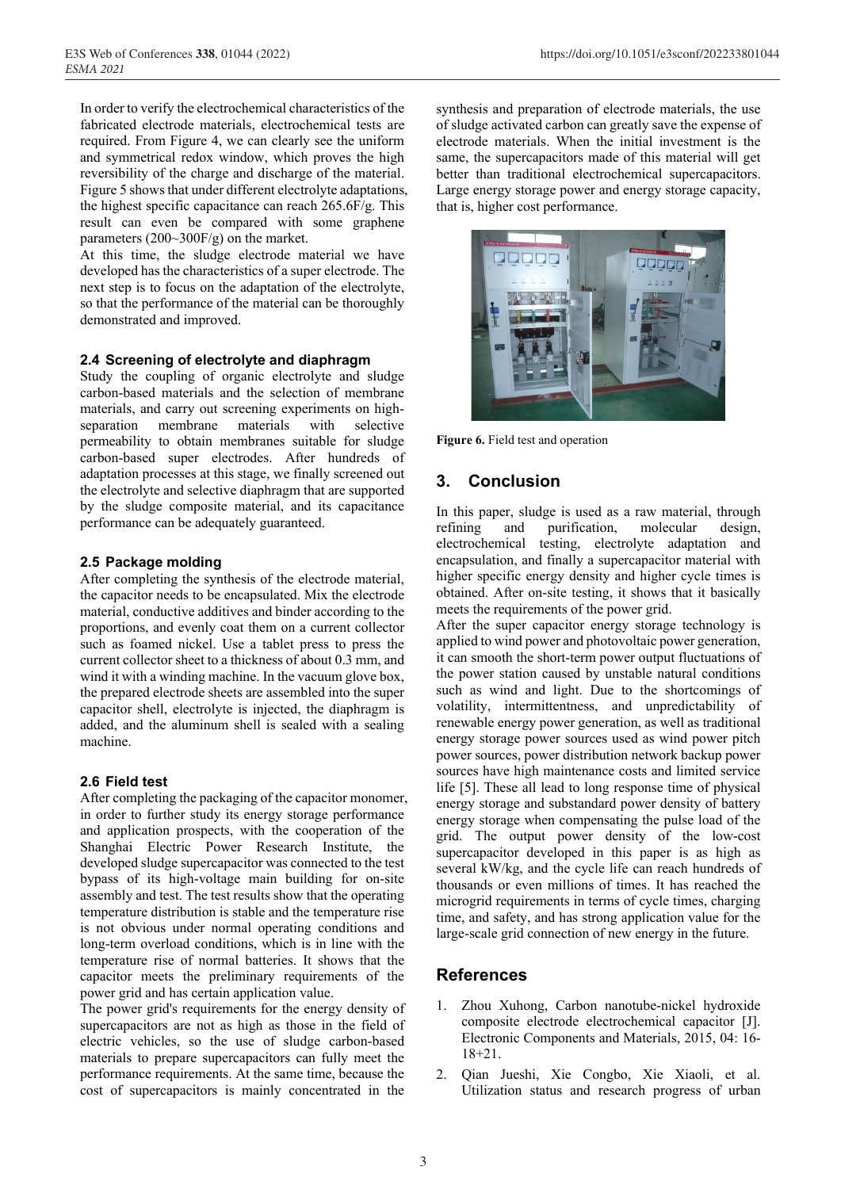In order to verify the electrochemical characteristics of the fabricated electrode materials, electrochemical tests are required. From Figure 4, we can clearly see the uniform and symmetrical redox window, which proves the high reversibility of the charge and discharge of the material. Figure 5 shows that under different electrolyte adaptations, the highest specific capacitance can reach 265.6F/g. This result can even be compared with some graphene parameters (200~300F/g) on the market.

At this time, the sludge electrode material we have developed has the characteristics of a super electrode. The next step is to focus on the adaptation of the electrolyte, so that the performance of the material can be thoroughly demonstrated and improved.

### 2.4 Screening of electrolyte and diaphragm

Study the coupling of organic electrolyte and sludge carbon-based materials and the selection of membrane materials, and carry out screening experiments on high-separation membrane materials with selective permeability to obtain membranes suitable for sludge carbon-based super electrodes. After hundreds of adaptation processes at this stage, we finally screened out the electrolyte and selective diaphragm that are supported by the sludge composite material, and its capacitance performance can be adequately guaranteed.

### 2.5 Package molding

After completing the synthesis of the electrode material, the capacitor needs to be encapsulated. Mix the electrode material, conductive additives and binder according to the proportions, and evenly coat them on a current collector such as foamed nickel. Use a tablet press to press the current collector sheet to a thickness of about 0.3 mm, and wind it with a winding machine. In the vacuum glove box, the prepared electrode sheets are assembled into the super capacitor shell, electrolyte is injected, the diaphragm is added, and the aluminum shell is sealed with a sealing machine.

### 2.6 Field test

After completing the packaging of the capacitor monomer, in order to further study its energy storage performance and application prospects, with the cooperation of the Shanghai Electric Power Research Institute, the developed sludge supercapacitor was connected to the test bypass of its high-voltage main building for on-site assembly and test. The test results show that the operating temperature distribution is stable and the temperature rise is not obvious under normal operating conditions and long-term overload conditions, which is in line with the temperature rise of normal batteries. It shows that the capacitor meets the preliminary requirements of the power grid and has certain application value.

The power grid's requirements for the energy density of supercapacitors are not as high as those in the field of electric vehicles, so the use of sludge carbon-based materials to prepare supercapacitors can fully meet the performance requirements. At the same time, because the cost of supercapacitors is mainly concentrated in the synthesis and preparation of electrode materials, the use of sludge activated carbon can greatly save the expense of electrode materials. When the initial investment is the same, the supercapacitors made of this material will get better than traditional electrochemical supercapacitors. Large energy storage power and energy storage capacity, that is, higher cost performance.

**Figure 6.** Field test and operation

## 3. Conclusion

In this paper, sludge is used as a raw material, through refining and purification, molecular design, electrochemical testing, electrolyte adaptation and encapsulation, and finally a supercapacitor material with higher specific energy density and higher cycle times is obtained. After on-site testing, it shows that it basically meets the requirements of the power grid.

After the super capacitor energy storage technology is applied to wind power and photovoltaic power generation, it can smooth the short-term power output fluctuations of the power station caused by unstable natural conditions such as wind and light. Due to the shortcomings of volatility, intermittentness, and unpredictability of renewable energy power generation, as well as traditional energy storage power sources used as wind power pitch power sources, power distribution network backup power sources have high maintenance costs and limited service life [5]. These all lead to long response time of physical energy storage and substandard power density of battery energy storage when compensating the pulse load of the grid. The output power density of the low-cost supercapacitor developed in this paper is as high as several kW/kg, and the cycle life can reach hundreds of thousands or even millions of times. It has reached the microgrid requirements in terms of cycle times, charging time, and safety, and has strong application value for the large-scale grid connection of new energy in the future.

## References

1. Zhou Xuhong, Carbon nanotube-nickel hydroxide composite electrode electrochemical capacitor [J]. Electronic Components and Materials, 2015, 04: 16-18+21.
2. Qian Jueshi, Xie Congbo, Xie Xiaoli, et al. Utilization status and research progress of urban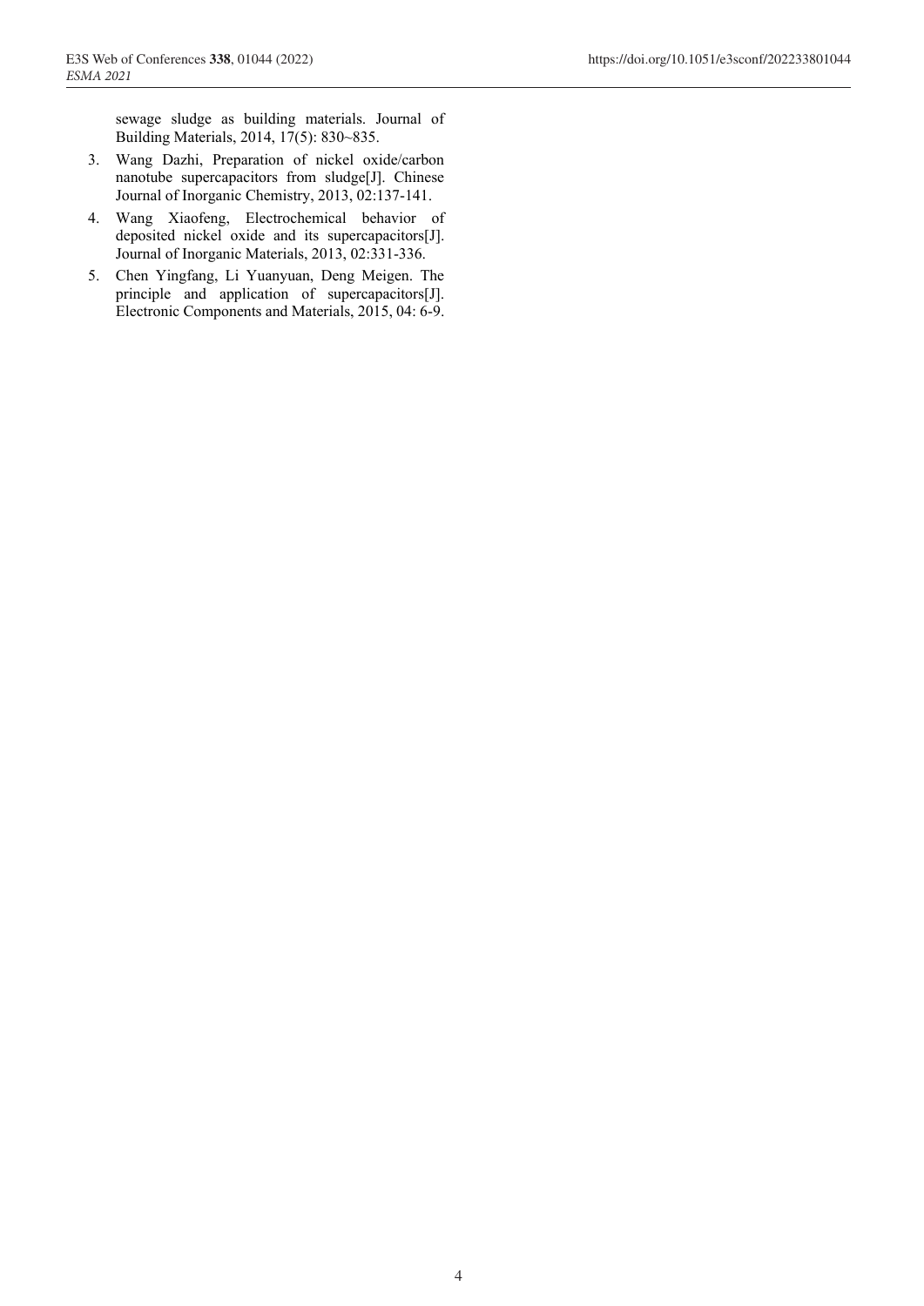sewage sludge as building materials. Journal of Building Materials, 2014, 17(5): 830~835.

3. Wang Dazhi, Preparation of nickel oxide/carbon nanotube supercapacitors from sludge[J]. Chinese Journal of Inorganic Chemistry, 2013, 02:137-141.
4. Wang Xiaofeng, Electrochemical behavior of deposited nickel oxide and its supercapacitors[J]. Journal of Inorganic Materials, 2013, 02:331-336.
5. Chen Yingfang, Li Yuanyuan, Deng Meigen. The principle and application of supercapacitors[J]. Electronic Components and Materials, 2015, 04: 6-9.